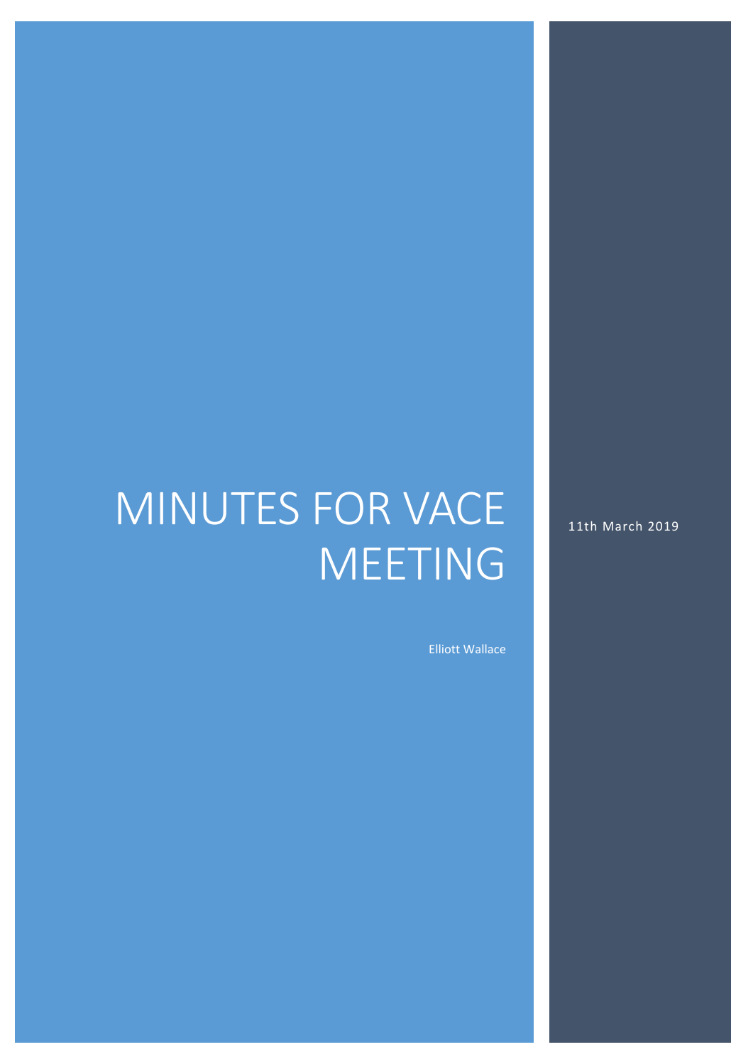# MINUTES FOR VACE MEETING

Elliott Wallace

11th March 2019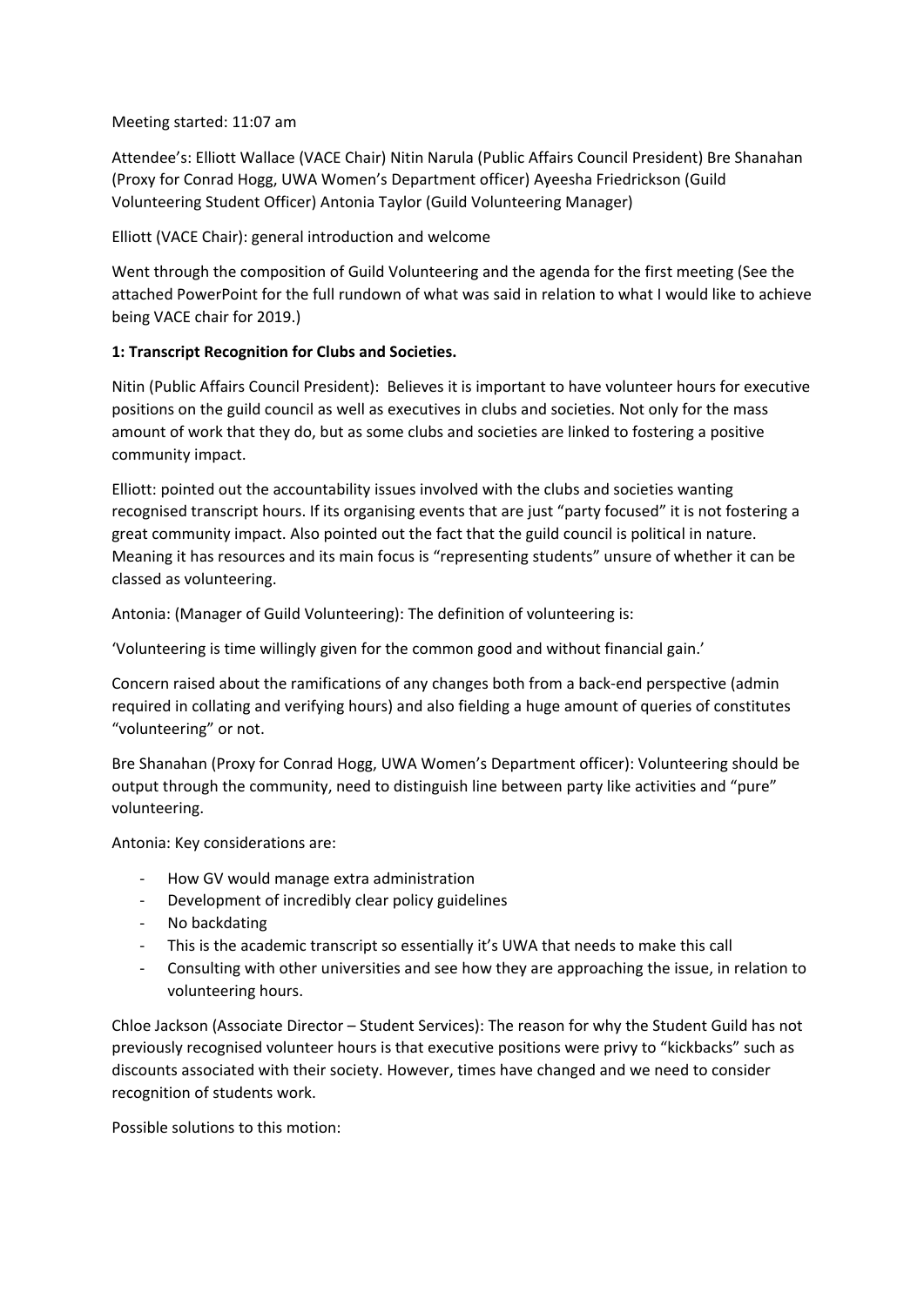Meeting started: 11:07 am

Attendee's: Elliott Wallace (VACE Chair) Nitin Narula (Public Affairs Council President) Bre Shanahan (Proxy for Conrad Hogg, UWA Women's Department officer) Ayeesha Friedrickson (Guild Volunteering Student Officer) Antonia Taylor (Guild Volunteering Manager)

Elliott (VACE Chair): general introduction and welcome

Went through the composition of Guild Volunteering and the agenda for the first meeting (See the attached PowerPoint for the full rundown of what was said in relation to what I would like to achieve being VACE chair for 2019.)

**1: Transcript Recognition for Clubs and Societies.**

Nitin (Public Affairs Council President): Believes it is important to have volunteer hours for executive positions on the guild council as well as executives in clubs and societies. Not only for the mass amount of work that they do, but as some clubs and societies are linked to fostering a positive community impact.

Elliott: pointed out the accountability issues involved with the clubs and societies wanting recognised transcript hours. If its organising events that are just "party focused" it is not fostering a great community impact. Also pointed out the fact that the guild council is political in nature. Meaning it has resources and its main focus is "representing students" unsure of whether it can be classed as volunteering.

Antonia: (Manager of Guild Volunteering): The definition of volunteering is:

'Volunteering is time willingly given for the common good and without financial gain.'

Concern raised about the ramifications of any changes both from a back-end perspective (admin required in collating and verifying hours) and also fielding a huge amount of queries of constitutes "volunteering" or not.

Bre Shanahan (Proxy for Conrad Hogg, UWA Women's Department officer): Volunteering should be output through the community, need to distinguish line between party like activities and "pure" volunteering.

Antonia: Key considerations are:

- How GV would manage extra administration
- Development of incredibly clear policy guidelines
- No backdating
- This is the academic transcript so essentially it's UWA that needs to make this call
- Consulting with other universities and see how they are approaching the issue, in relation to volunteering hours.

Chloe Jackson (Associate Director – Student Services): The reason for why the Student Guild has not previously recognised volunteer hours is that executive positions were privy to "kickbacks" such as discounts associated with their society. However, times have changed and we need to consider recognition of students work.

Possible solutions to this motion: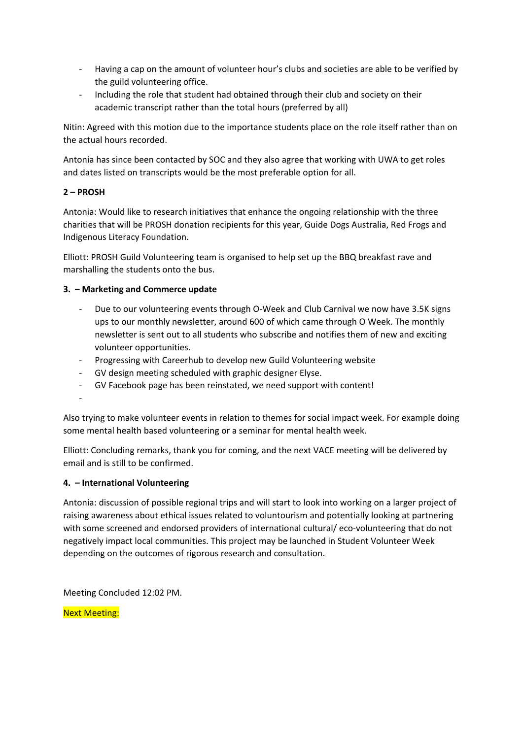- Having a cap on the amount of volunteer hour's clubs and societies are able to be verified by the guild volunteering office.
- Including the role that student had obtained through their club and society on their academic transcript rather than the total hours (preferred by all)

Nitin: Agreed with this motion due to the importance students place on the role itself rather than on the actual hours recorded.

Antonia has since been contacted by SOC and they also agree that working with UWA to get roles and dates listed on transcripts would be the most preferable option for all.

**2 – PROSH**

Antonia: Would like to research initiatives that enhance the ongoing relationship with the three charities that will be PROSH donation recipients for this year, Guide Dogs Australia, Red Frogs and Indigenous Literacy Foundation.

Elliott: PROSH Guild Volunteering team is organised to help set up the BBQ breakfast rave and marshalling the students onto the bus.

**3. – Marketing and Commerce update**

- Due to our volunteering events through O-Week and Club Carnival we now have 3.5K signs ups to our monthly newsletter, around 600 of which came through O Week. The monthly newsletter is sent out to all students who subscribe and notifies them of new and exciting volunteer opportunities.
- Progressing with Careerhub to develop new Guild Volunteering website
- GV design meeting scheduled with graphic designer Elyse.
- GV Facebook page has been reinstated, we need support with content!
-

Also trying to make volunteer events in relation to themes for social impact week. For example doing some mental health based volunteering or a seminar for mental health week.

Elliott: Concluding remarks, thank you for coming, and the next VACE meeting will be delivered by email and is still to be confirmed.

**4. – International Volunteering**

Antonia: discussion of possible regional trips and will start to look into working on a larger project of raising awareness about ethical issues related to voluntourism and potentially looking at partnering with some screened and endorsed providers of international cultural/ eco-volunteering that do not negatively impact local communities. This project may be launched in Student Volunteer Week depending on the outcomes of rigorous research and consultation.

Meeting Concluded 12:02 PM.

Next Meeting: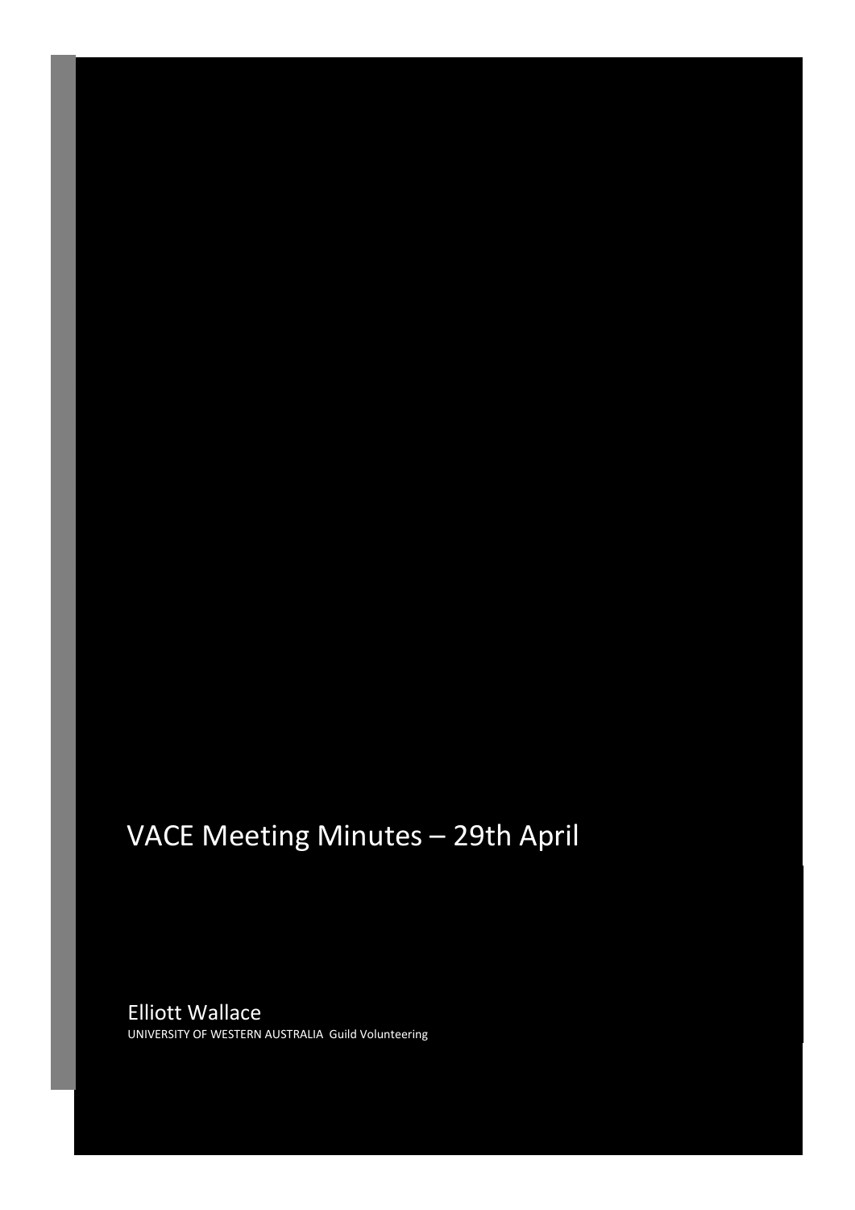# VACE Meeting Minutes – 29th April

Elliott Wallace

UNIVERSITY OF WESTERN AUSTRALIA Guild Volunteering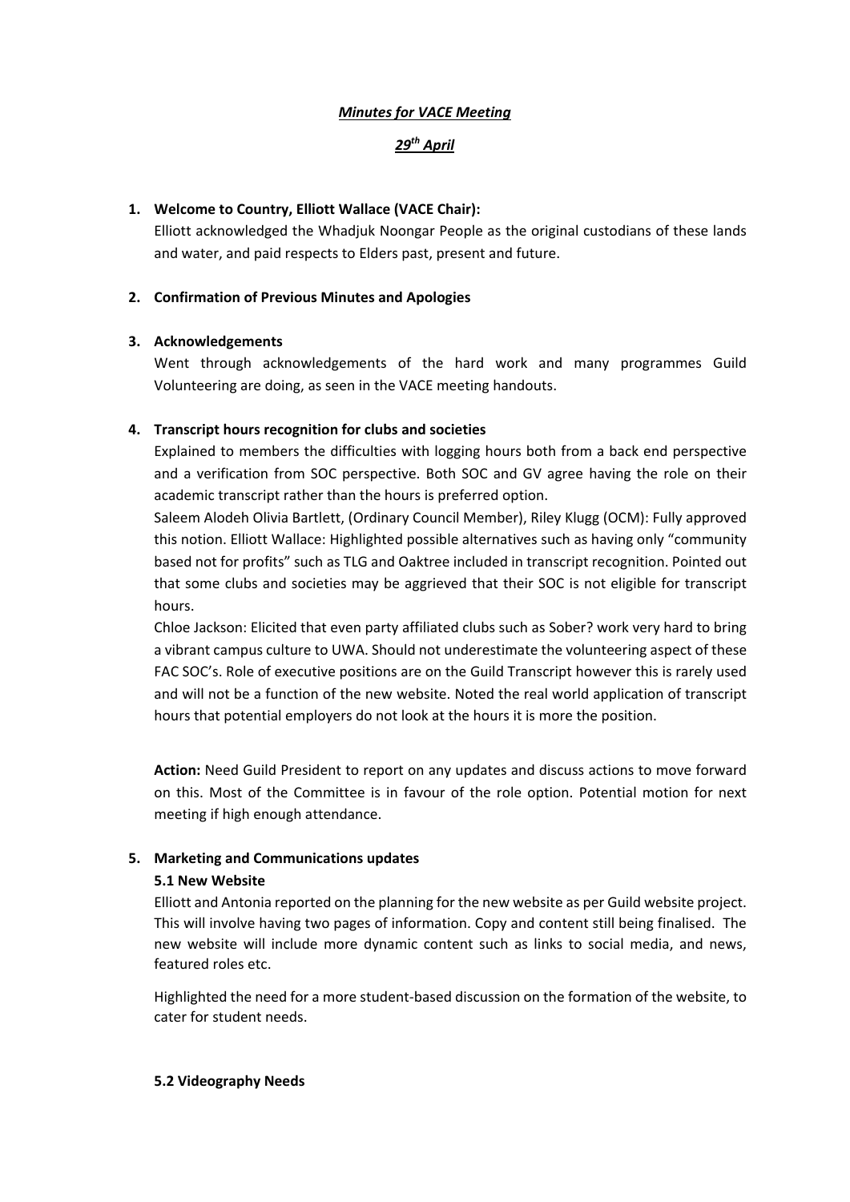***Minutes for VACE Meeting***

***29th April***

1. **Welcome to Country, Elliott Wallace (VACE Chair):**
   Elliott acknowledged the Whadjuk Noongar People as the original custodians of these lands and water, and paid respects to Elders past, present and future.

2. **Confirmation of Previous Minutes and Apologies**

3. **Acknowledgements**
   Went through acknowledgements of the hard work and many programmes Guild Volunteering are doing, as seen in the VACE meeting handouts.

4. **Transcript hours recognition for clubs and societies**
   Explained to members the difficulties with logging hours both from a back end perspective and a verification from SOC perspective. Both SOC and GV agree having the role on their academic transcript rather than the hours is preferred option.

   Saleem Alodeh Olivia Bartlett, (Ordinary Council Member), Riley Klugg (OCM): Fully approved this notion. Elliott Wallace: Highlighted possible alternatives such as having only "community based not for profits" such as TLG and Oaktree included in transcript recognition. Pointed out that some clubs and societies may be aggrieved that their SOC is not eligible for transcript hours.

   Chloe Jackson: Elicited that even party affiliated clubs such as Sober? work very hard to bring a vibrant campus culture to UWA. Should not underestimate the volunteering aspect of these FAC SOC's. Role of executive positions are on the Guild Transcript however this is rarely used and will not be a function of the new website. Noted the real world application of transcript hours that potential employers do not look at the hours it is more the position.

   **Action:** Need Guild President to report on any updates and discuss actions to move forward on this. Most of the Committee is in favour of the role option. Potential motion for next meeting if high enough attendance.

5. **Marketing and Communications updates**

   **5.1 New Website**

   Elliott and Antonia reported on the planning for the new website as per Guild website project. This will involve having two pages of information. Copy and content still being finalised. The new website will include more dynamic content such as links to social media, and news, featured roles etc.

   Highlighted the need for a more student-based discussion on the formation of the website, to cater for student needs.

   **5.2 Videography Needs**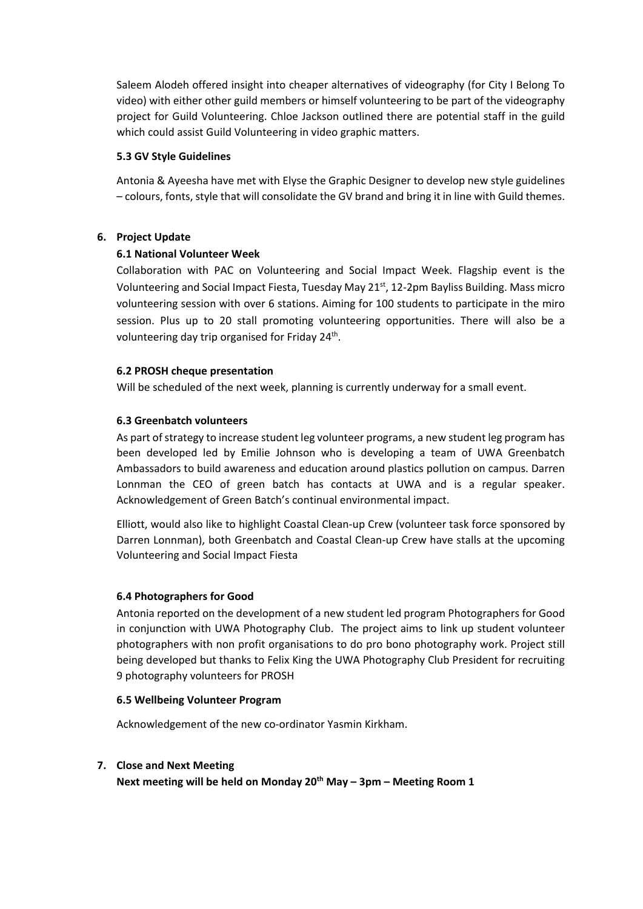Saleem Alodeh offered insight into cheaper alternatives of videography (for City I Belong To video) with either other guild members or himself volunteering to be part of the videography project for Guild Volunteering. Chloe Jackson outlined there are potential staff in the guild which could assist Guild Volunteering in video graphic matters.

**5.3 GV Style Guidelines**

Antonia & Ayeesha have met with Elyse the Graphic Designer to develop new style guidelines – colours, fonts, style that will consolidate the GV brand and bring it in line with Guild themes.

**6. Project Update**

**6.1 National Volunteer Week**

Collaboration with PAC on Volunteering and Social Impact Week. Flagship event is the Volunteering and Social Impact Fiesta, Tuesday May 21st, 12-2pm Bayliss Building. Mass micro volunteering session with over 6 stations. Aiming for 100 students to participate in the miro session. Plus up to 20 stall promoting volunteering opportunities. There will also be a volunteering day trip organised for Friday 24th.

**6.2 PROSH cheque presentation**

Will be scheduled of the next week, planning is currently underway for a small event.

**6.3 Greenbatch volunteers**

As part of strategy to increase student leg volunteer programs, a new student leg program has been developed led by Emilie Johnson who is developing a team of UWA Greenbatch Ambassadors to build awareness and education around plastics pollution on campus. Darren Lonnman the CEO of green batch has contacts at UWA and is a regular speaker. Acknowledgement of Green Batch's continual environmental impact.

Elliott, would also like to highlight Coastal Clean-up Crew (volunteer task force sponsored by Darren Lonnman), both Greenbatch and Coastal Clean-up Crew have stalls at the upcoming Volunteering and Social Impact Fiesta

**6.4 Photographers for Good**

Antonia reported on the development of a new student led program Photographers for Good in conjunction with UWA Photography Club. The project aims to link up student volunteer photographers with non profit organisations to do pro bono photography work. Project still being developed but thanks to Felix King the UWA Photography Club President for recruiting 9 photography volunteers for PROSH

**6.5 Wellbeing Volunteer Program**

Acknowledgement of the new co-ordinator Yasmin Kirkham.

**7. Close and Next Meeting**

**Next meeting will be held on Monday 20th May – 3pm – Meeting Room 1**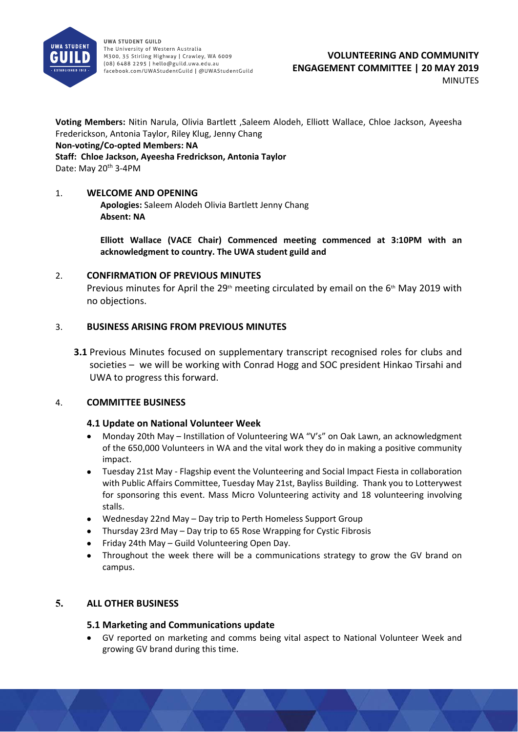# VOLUNTEERING AND COMMUNITY ENGAGEMENT COMMITTEE | 20 MAY 2019

MINUTES

**Voting Members:** Nitin Narula, Olivia Bartlett ,Saleem Alodeh, Elliott Wallace, Chloe Jackson, Ayeesha Frederickson, Antonia Taylor, Riley Klug, Jenny Chang
**Non-voting/Co-opted Members: NA**
**Staff: Chloe Jackson, Ayeesha Fredrickson, Antonia Taylor**
Date: May 20th 3-4PM

## 1. WELCOME AND OPENING

**Apologies:** Saleem Alodeh Olivia Bartlett Jenny Chang
**Absent: NA**

**Elliott Wallace (VACE Chair) Commenced meeting commenced at 3:10PM with an acknowledgment to country. The UWA student guild and**

## 2. CONFIRMATION OF PREVIOUS MINUTES

Previous minutes for April the 29th meeting circulated by email on the 6th May 2019 with no objections.

## 3. BUSINESS ARISING FROM PREVIOUS MINUTES

**3.1** Previous Minutes focused on supplementary transcript recognised roles for clubs and societies – we will be working with Conrad Hogg and SOC president Hinkao Tirsahi and UWA to progress this forward.

## 4. COMMITTEE BUSINESS

### 4.1 Update on National Volunteer Week

- Monday 20th May – Instillation of Volunteering WA "V's" on Oak Lawn, an acknowledgment of the 650,000 Volunteers in WA and the vital work they do in making a positive community impact.
- Tuesday 21st May - Flagship event the Volunteering and Social Impact Fiesta in collaboration with Public Affairs Committee, Tuesday May 21st, Bayliss Building. Thank you to Lotterywest for sponsoring this event. Mass Micro Volunteering activity and 18 volunteering involving stalls.
- Wednesday 22nd May – Day trip to Perth Homeless Support Group
- Thursday 23rd May – Day trip to 65 Rose Wrapping for Cystic Fibrosis
- Friday 24th May – Guild Volunteering Open Day.
- Throughout the week there will be a communications strategy to grow the GV brand on campus.

## 5. ALL OTHER BUSINESS

### 5.1 Marketing and Communications update

- GV reported on marketing and comms being vital aspect to National Volunteer Week and growing GV brand during this time.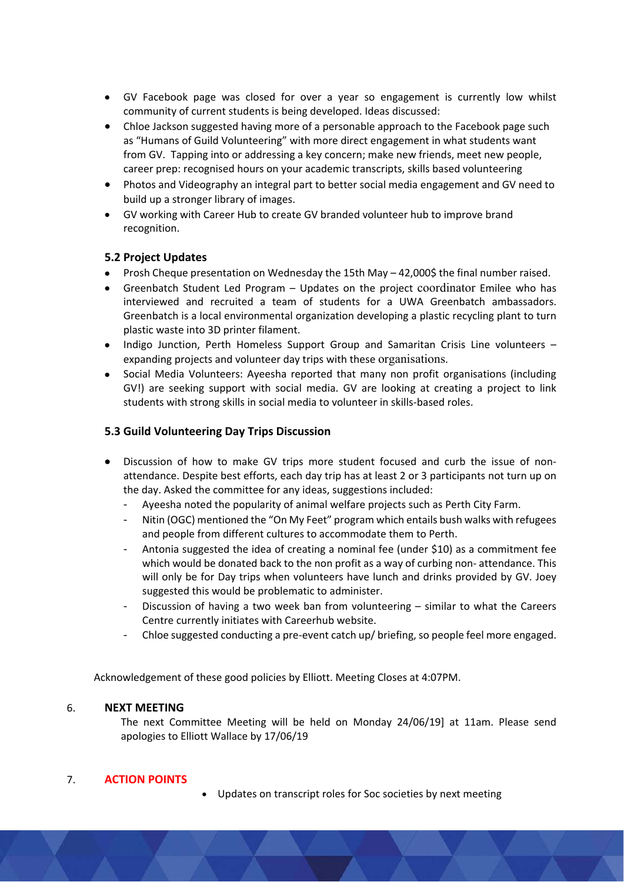- GV Facebook page was closed for over a year so engagement is currently low whilst community of current students is being developed. Ideas discussed:
- Chloe Jackson suggested having more of a personable approach to the Facebook page such as "Humans of Guild Volunteering" with more direct engagement in what students want from GV. Tapping into or addressing a key concern; make new friends, meet new people, career prep: recognised hours on your academic transcripts, skills based volunteering
- Photos and Videography an integral part to better social media engagement and GV need to build up a stronger library of images.
- GV working with Career Hub to create GV branded volunteer hub to improve brand recognition.

### 5.2 Project Updates

- Prosh Cheque presentation on Wednesday the 15th May – 42,000$ the final number raised.
- Greenbatch Student Led Program – Updates on the project coordinator Emilee who has interviewed and recruited a team of students for a UWA Greenbatch ambassadors. Greenbatch is a local environmental organization developing a plastic recycling plant to turn plastic waste into 3D printer filament.
- Indigo Junction, Perth Homeless Support Group and Samaritan Crisis Line volunteers – expanding projects and volunteer day trips with these organisations.
- Social Media Volunteers: Ayeesha reported that many non profit organisations (including GV!) are seeking support with social media. GV are looking at creating a project to link students with strong skills in social media to volunteer in skills-based roles.

### 5.3 Guild Volunteering Day Trips Discussion

- Discussion of how to make GV trips more student focused and curb the issue of non-attendance. Despite best efforts, each day trip has at least 2 or 3 participants not turn up on the day. Asked the committee for any ideas, suggestions included:
  - Ayeesha noted the popularity of animal welfare projects such as Perth City Farm.
  - Nitin (OGC) mentioned the "On My Feet" program which entails bush walks with refugees and people from different cultures to accommodate them to Perth.
  - Antonia suggested the idea of creating a nominal fee (under $10) as a commitment fee which would be donated back to the non profit as a way of curbing non- attendance. This will only be for Day trips when volunteers have lunch and drinks provided by GV. Joey suggested this would be problematic to administer.
  - Discussion of having a two week ban from volunteering – similar to what the Careers Centre currently initiates with Careerhub website.
  - Chloe suggested conducting a pre-event catch up/ briefing, so people feel more engaged.

Acknowledgement of these good policies by Elliott. Meeting Closes at 4:07PM.

## 6. NEXT MEETING

The next Committee Meeting will be held on Monday 24/06/19] at 11am. Please send apologies to Elliott Wallace by 17/06/19

## 7. ACTION POINTS

- Updates on transcript roles for Soc societies by next meeting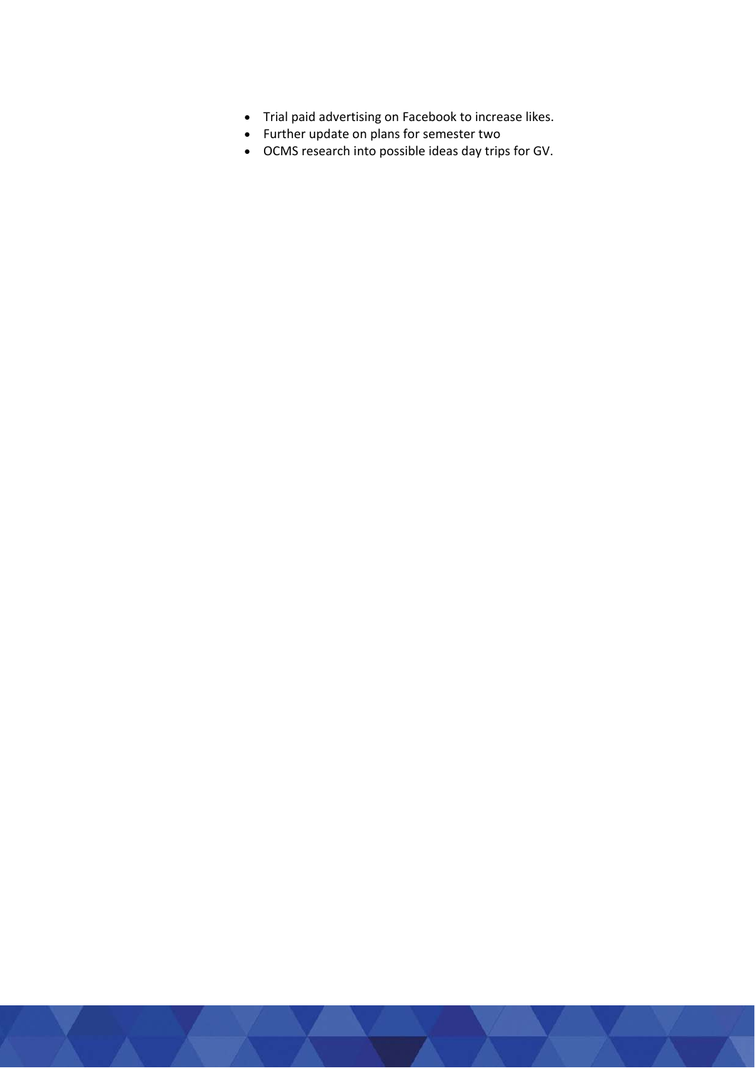- Trial paid advertising on Facebook to increase likes.
- Further update on plans for semester two
- OCMS research into possible ideas day trips for GV.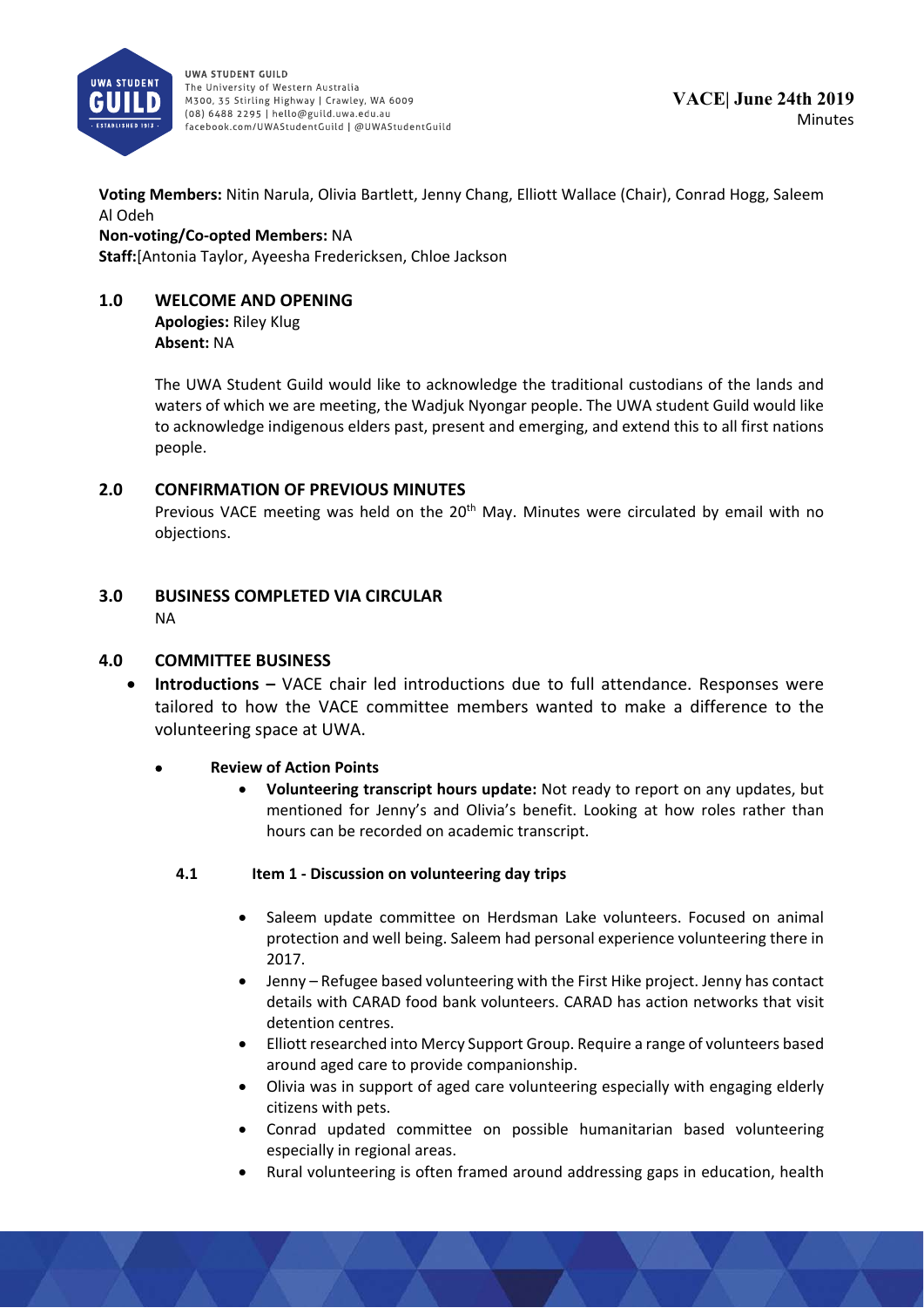**VACE| June 24th 2019**
Minutes

**Voting Members:** Nitin Narula, Olivia Bartlett, Jenny Chang, Elliott Wallace (Chair), Conrad Hogg, Saleem Al Odeh
**Non-voting/Co-opted Members:** NA
**Staff:**[Antonia Taylor, Ayeesha Fredericksen, Chloe Jackson

## 1.0 WELCOME AND OPENING

**Apologies:** Riley Klug
**Absent:** NA

The UWA Student Guild would like to acknowledge the traditional custodians of the lands and waters of which we are meeting, the Wadjuk Nyongar people. The UWA student Guild would like to acknowledge indigenous elders past, present and emerging, and extend this to all first nations people.

## 2.0 CONFIRMATION OF PREVIOUS MINUTES

Previous VACE meeting was held on the 20th May. Minutes were circulated by email with no objections.

## 3.0 BUSINESS COMPLETED VIA CIRCULAR

NA

## 4.0 COMMITTEE BUSINESS

- **Introductions –** VACE chair led introductions due to full attendance. Responses were tailored to how the VACE committee members wanted to make a difference to the volunteering space at UWA.

- **Review of Action Points**
  - **Volunteering transcript hours update:** Not ready to report on any updates, but mentioned for Jenny's and Olivia's benefit. Looking at how roles rather than hours can be recorded on academic transcript.

### 4.1 Item 1 - Discussion on volunteering day trips

- Saleem update committee on Herdsman Lake volunteers. Focused on animal protection and well being. Saleem had personal experience volunteering there in 2017.
- Jenny – Refugee based volunteering with the First Hike project. Jenny has contact details with CARAD food bank volunteers. CARAD has action networks that visit detention centres.
- Elliott researched into Mercy Support Group. Require a range of volunteers based around aged care to provide companionship.
- Olivia was in support of aged care volunteering especially with engaging elderly citizens with pets.
- Conrad updated committee on possible humanitarian based volunteering especially in regional areas.
- Rural volunteering is often framed around addressing gaps in education, health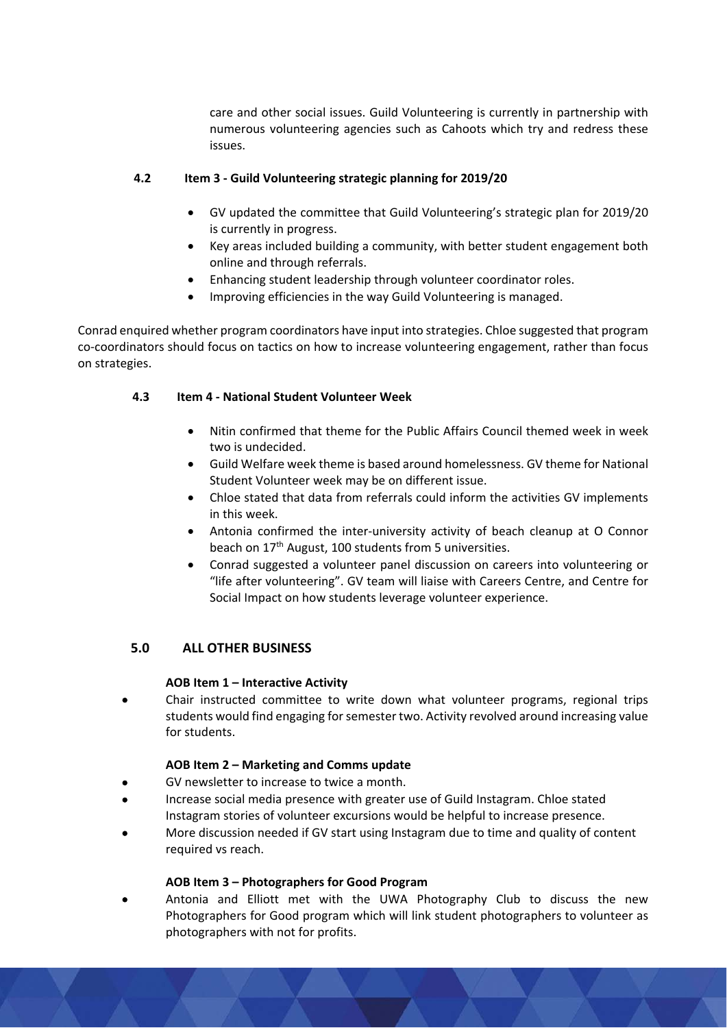care and other social issues. Guild Volunteering is currently in partnership with numerous volunteering agencies such as Cahoots which try and redress these issues.

### 4.2 Item 3 - Guild Volunteering strategic planning for 2019/20

- GV updated the committee that Guild Volunteering's strategic plan for 2019/20 is currently in progress.
- Key areas included building a community, with better student engagement both online and through referrals.
- Enhancing student leadership through volunteer coordinator roles.
- Improving efficiencies in the way Guild Volunteering is managed.

Conrad enquired whether program coordinators have input into strategies. Chloe suggested that program co-coordinators should focus on tactics on how to increase volunteering engagement, rather than focus on strategies.

### 4.3 Item 4 - National Student Volunteer Week

- Nitin confirmed that theme for the Public Affairs Council themed week in week two is undecided.
- Guild Welfare week theme is based around homelessness. GV theme for National Student Volunteer week may be on different issue.
- Chloe stated that data from referrals could inform the activities GV implements in this week.
- Antonia confirmed the inter-university activity of beach cleanup at O Connor beach on 17th August, 100 students from 5 universities.
- Conrad suggested a volunteer panel discussion on careers into volunteering or "life after volunteering". GV team will liaise with Careers Centre, and Centre for Social Impact on how students leverage volunteer experience.

## 5.0 ALL OTHER BUSINESS

**AOB Item 1 – Interactive Activity**

- Chair instructed committee to write down what volunteer programs, regional trips students would find engaging for semester two. Activity revolved around increasing value for students.

**AOB Item 2 – Marketing and Comms update**

- GV newsletter to increase to twice a month.
- Increase social media presence with greater use of Guild Instagram. Chloe stated Instagram stories of volunteer excursions would be helpful to increase presence.
- More discussion needed if GV start using Instagram due to time and quality of content required vs reach.

**AOB Item 3 – Photographers for Good Program**

- Antonia and Elliott met with the UWA Photography Club to discuss the new Photographers for Good program which will link student photographers to volunteer as photographers with not for profits.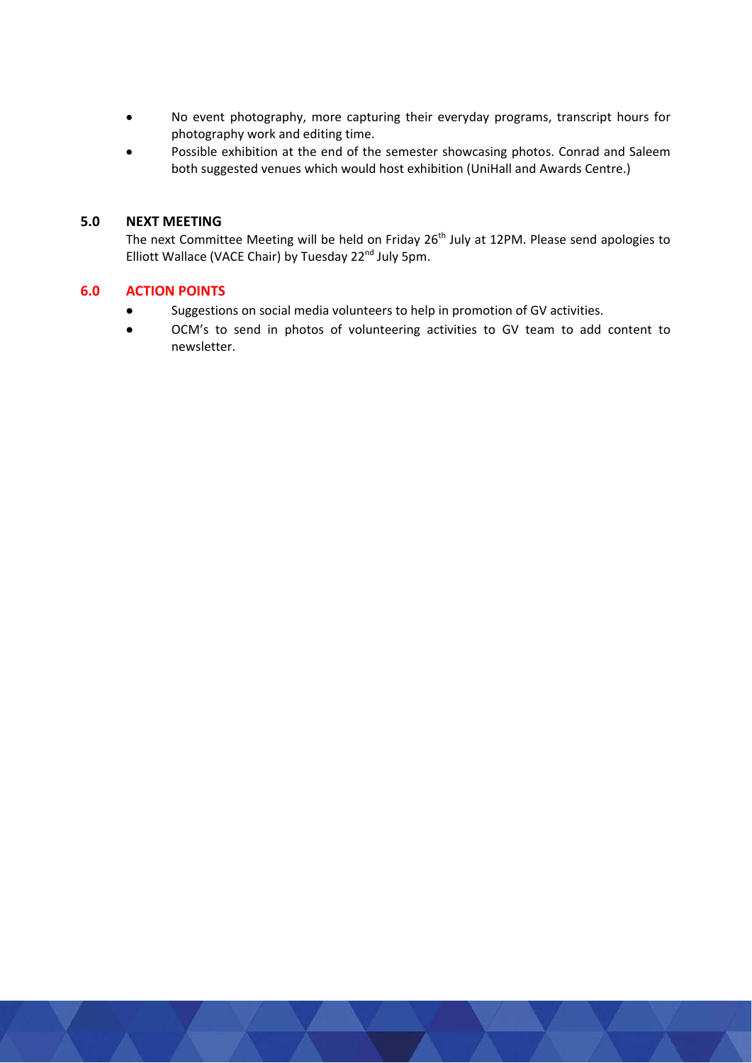- No event photography, more capturing their everyday programs, transcript hours for photography work and editing time.
- Possible exhibition at the end of the semester showcasing photos. Conrad and Saleem both suggested venues which would host exhibition (UniHall and Awards Centre.)

## 5.0 NEXT MEETING

The next Committee Meeting will be held on Friday 26th July at 12PM. Please send apologies to Elliott Wallace (VACE Chair) by Tuesday 22nd July 5pm.

## 6.0 ACTION POINTS

- Suggestions on social media volunteers to help in promotion of GV activities.
- OCM's to send in photos of volunteering activities to GV team to add content to newsletter.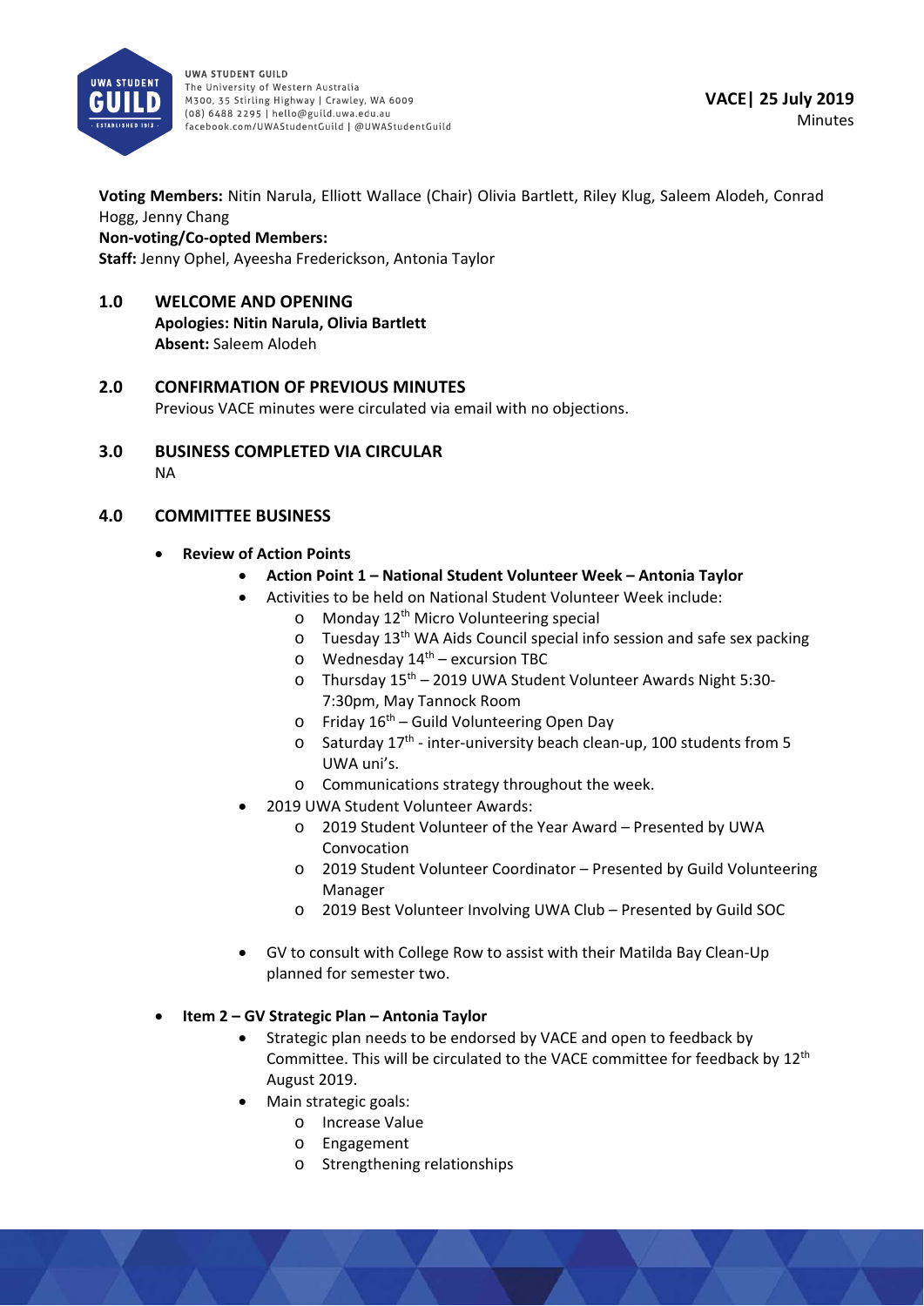**Voting Members:** Nitin Narula, Elliott Wallace (Chair) Olivia Bartlett, Riley Klug, Saleem Alodeh, Conrad Hogg, Jenny Chang

**Non-voting/Co-opted Members:**

**Staff:** Jenny Ophel, Ayeesha Frederickson, Antonia Taylor

## 1.0 WELCOME AND OPENING

**Apologies: Nitin Narula, Olivia Bartlett**

**Absent:** Saleem Alodeh

## 2.0 CONFIRMATION OF PREVIOUS MINUTES

Previous VACE minutes were circulated via email with no objections.

## 3.0 BUSINESS COMPLETED VIA CIRCULAR

NA

## 4.0 COMMITTEE BUSINESS

- **Review of Action Points**
  - **Action Point 1 – National Student Volunteer Week – Antonia Taylor**
  - Activities to be held on National Student Volunteer Week include:
    - Monday 12th Micro Volunteering special
    - Tuesday 13th WA Aids Council special info session and safe sex packing
    - Wednesday 14th – excursion TBC
    - Thursday 15th – 2019 UWA Student Volunteer Awards Night 5:30-7:30pm, May Tannock Room
    - Friday 16th – Guild Volunteering Open Day
    - Saturday 17th - inter-university beach clean-up, 100 students from 5 UWA uni's.
    - Communications strategy throughout the week.
  - 2019 UWA Student Volunteer Awards:
    - 2019 Student Volunteer of the Year Award – Presented by UWA Convocation
    - 2019 Student Volunteer Coordinator – Presented by Guild Volunteering Manager
    - 2019 Best Volunteer Involving UWA Club – Presented by Guild SOC
  - GV to consult with College Row to assist with their Matilda Bay Clean-Up planned for semester two.

- **Item 2 – GV Strategic Plan – Antonia Taylor**
  - Strategic plan needs to be endorsed by VACE and open to feedback by Committee. This will be circulated to the VACE committee for feedback by 12th August 2019.
  - Main strategic goals:
    - Increase Value
    - Engagement
    - Strengthening relationships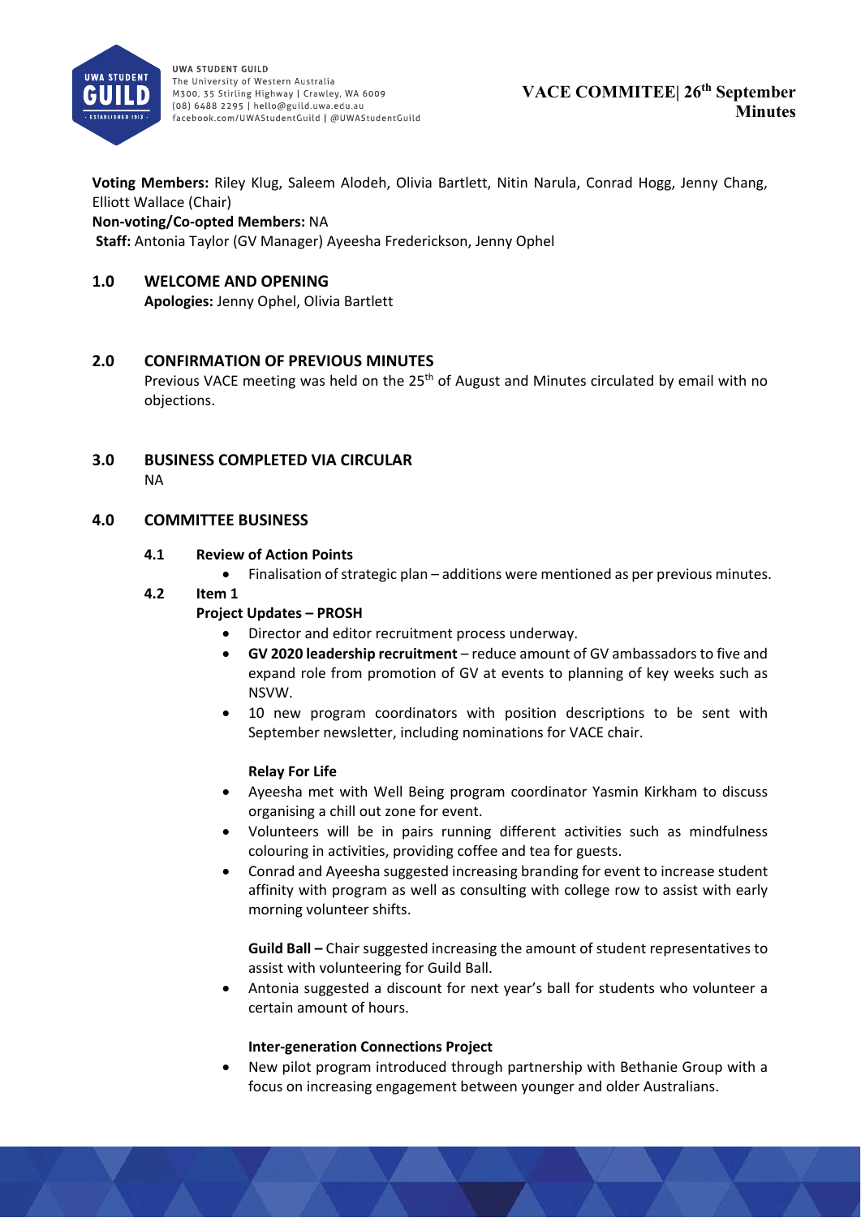**VACE COMMITEE| 26th September Minutes**

**Voting Members:** Riley Klug, Saleem Alodeh, Olivia Bartlett, Nitin Narula, Conrad Hogg, Jenny Chang, Elliott Wallace (Chair)
**Non-voting/Co-opted Members:** NA
**Staff:** Antonia Taylor (GV Manager) Ayeesha Frederickson, Jenny Ophel

## 1.0 WELCOME AND OPENING

**Apologies:** Jenny Ophel, Olivia Bartlett

## 2.0 CONFIRMATION OF PREVIOUS MINUTES

Previous VACE meeting was held on the 25th of August and Minutes circulated by email with no objections.

## 3.0 BUSINESS COMPLETED VIA CIRCULAR

NA

## 4.0 COMMITTEE BUSINESS

### 4.1 Review of Action Points

- Finalisation of strategic plan – additions were mentioned as per previous minutes.

### 4.2 Item 1

**Project Updates – PROSH**

- Director and editor recruitment process underway.
- **GV 2020 leadership recruitment** – reduce amount of GV ambassadors to five and expand role from promotion of GV at events to planning of key weeks such as NSVW.
- 10 new program coordinators with position descriptions to be sent with September newsletter, including nominations for VACE chair.

**Relay For Life**

- Ayeesha met with Well Being program coordinator Yasmin Kirkham to discuss organising a chill out zone for event.
- Volunteers will be in pairs running different activities such as mindfulness colouring in activities, providing coffee and tea for guests.
- Conrad and Ayeesha suggested increasing branding for event to increase student affinity with program as well as consulting with college row to assist with early morning volunteer shifts.

**Guild Ball –** Chair suggested increasing the amount of student representatives to assist with volunteering for Guild Ball.

- Antonia suggested a discount for next year's ball for students who volunteer a certain amount of hours.

**Inter-generation Connections Project**

- New pilot program introduced through partnership with Bethanie Group with a focus on increasing engagement between younger and older Australians.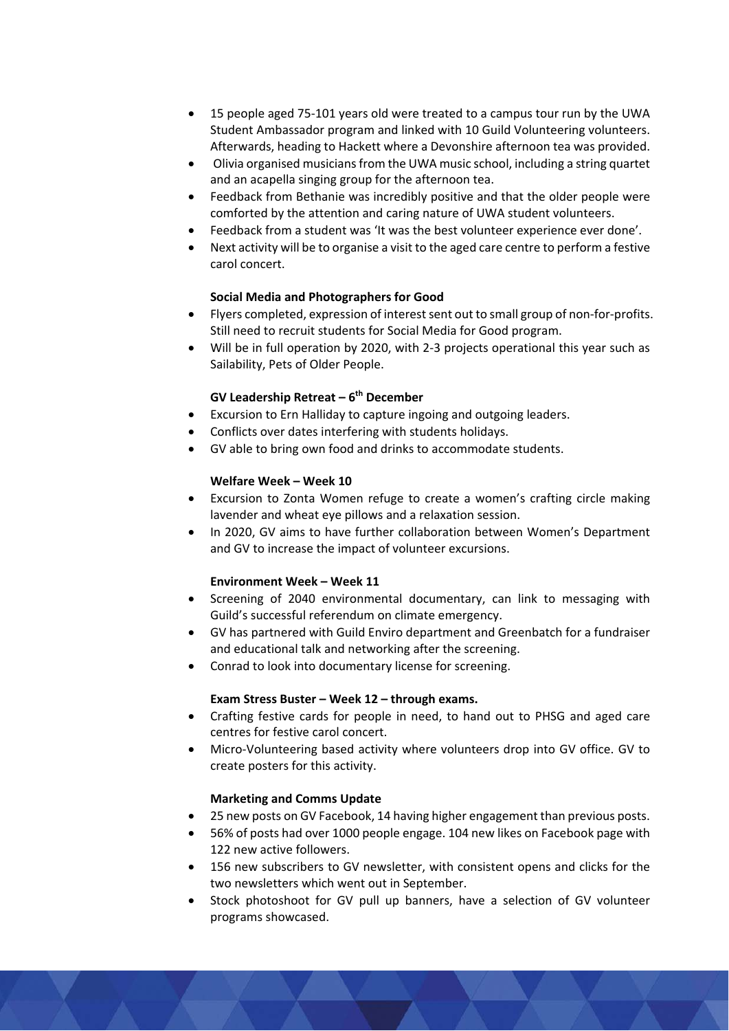- 15 people aged 75-101 years old were treated to a campus tour run by the UWA Student Ambassador program and linked with 10 Guild Volunteering volunteers. Afterwards, heading to Hackett where a Devonshire afternoon tea was provided.
- Olivia organised musicians from the UWA music school, including a string quartet and an acapella singing group for the afternoon tea.
- Feedback from Bethanie was incredibly positive and that the older people were comforted by the attention and caring nature of UWA student volunteers.
- Feedback from a student was 'It was the best volunteer experience ever done'.
- Next activity will be to organise a visit to the aged care centre to perform a festive carol concert.

**Social Media and Photographers for Good**

- Flyers completed, expression of interest sent out to small group of non-for-profits. Still need to recruit students for Social Media for Good program.
- Will be in full operation by 2020, with 2-3 projects operational this year such as Sailability, Pets of Older People.

**GV Leadership Retreat – 6th December**

- Excursion to Ern Halliday to capture ingoing and outgoing leaders.
- Conflicts over dates interfering with students holidays.
- GV able to bring own food and drinks to accommodate students.

**Welfare Week – Week 10**

- Excursion to Zonta Women refuge to create a women's crafting circle making lavender and wheat eye pillows and a relaxation session.
- In 2020, GV aims to have further collaboration between Women's Department and GV to increase the impact of volunteer excursions.

**Environment Week – Week 11**

- Screening of 2040 environmental documentary, can link to messaging with Guild's successful referendum on climate emergency.
- GV has partnered with Guild Enviro department and Greenbatch for a fundraiser and educational talk and networking after the screening.
- Conrad to look into documentary license for screening.

**Exam Stress Buster – Week 12 – through exams.**

- Crafting festive cards for people in need, to hand out to PHSG and aged care centres for festive carol concert.
- Micro-Volunteering based activity where volunteers drop into GV office. GV to create posters for this activity.

**Marketing and Comms Update**

- 25 new posts on GV Facebook, 14 having higher engagement than previous posts.
- 56% of posts had over 1000 people engage. 104 new likes on Facebook page with 122 new active followers.
- 156 new subscribers to GV newsletter, with consistent opens and clicks for the two newsletters which went out in September.
- Stock photoshoot for GV pull up banners, have a selection of GV volunteer programs showcased.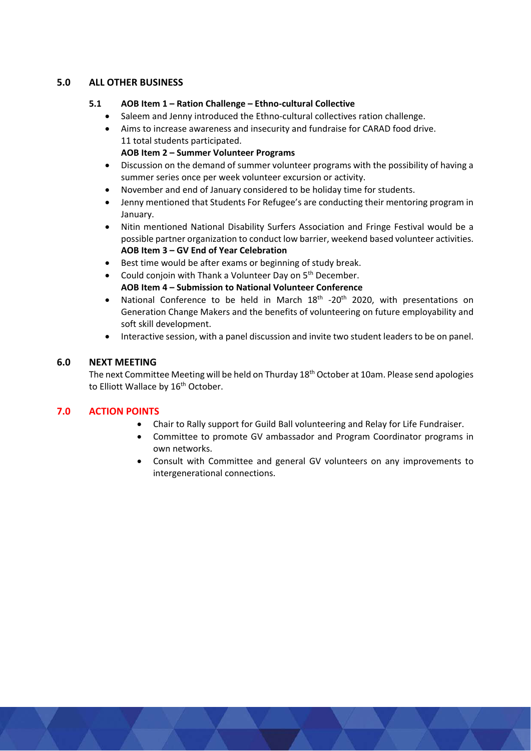## 5.0 ALL OTHER BUSINESS

### 5.1 AOB Item 1 – Ration Challenge – Ethno-cultural Collective

- Saleem and Jenny introduced the Ethno-cultural collectives ration challenge.
- Aims to increase awareness and insecurity and fundraise for CARAD food drive. 11 total students participated.

**AOB Item 2 – Summer Volunteer Programs**

- Discussion on the demand of summer volunteer programs with the possibility of having a summer series once per week volunteer excursion or activity.
- November and end of January considered to be holiday time for students.
- Jenny mentioned that Students For Refugee's are conducting their mentoring program in January.
- Nitin mentioned National Disability Surfers Association and Fringe Festival would be a possible partner organization to conduct low barrier, weekend based volunteer activities.

**AOB Item 3 – GV End of Year Celebration**

- Best time would be after exams or beginning of study break.
- Could conjoin with Thank a Volunteer Day on 5th December.

**AOB Item 4 – Submission to National Volunteer Conference**

- National Conference to be held in March 18th -20th 2020, with presentations on Generation Change Makers and the benefits of volunteering on future employability and soft skill development.
- Interactive session, with a panel discussion and invite two student leaders to be on panel.

## 6.0 NEXT MEETING

The next Committee Meeting will be held on Thurday 18th October at 10am. Please send apologies to Elliott Wallace by 16th October.

## 7.0 ACTION POINTS

- Chair to Rally support for Guild Ball volunteering and Relay for Life Fundraiser.
- Committee to promote GV ambassador and Program Coordinator programs in own networks.
- Consult with Committee and general GV volunteers on any improvements to intergenerational connections.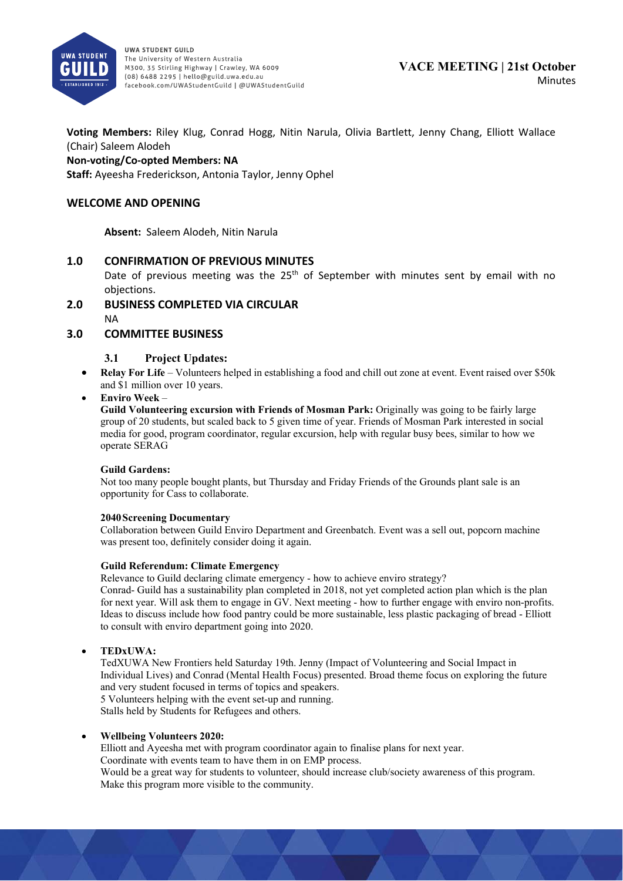**VACE MEETING | 21st October**
Minutes

**Voting Members:** Riley Klug, Conrad Hogg, Nitin Narula, Olivia Bartlett, Jenny Chang, Elliott Wallace (Chair) Saleem Alodeh
**Non-voting/Co-opted Members: NA**
**Staff:** Ayeesha Frederickson, Antonia Taylor, Jenny Ophel

## WELCOME AND OPENING

**Absent:** Saleem Alodeh, Nitin Narula

## 1.0 CONFIRMATION OF PREVIOUS MINUTES

Date of previous meeting was the 25th of September with minutes sent by email with no objections.

## 2.0 BUSINESS COMPLETED VIA CIRCULAR

NA

## 3.0 COMMITTEE BUSINESS

### 3.1 Project Updates:

- **Relay For Life** – Volunteers helped in establishing a food and chill out zone at event. Event raised over $50k and $1 million over 10 years.
- **Enviro Week** –
  **Guild Volunteering excursion with Friends of Mosman Park:** Originally was going to be fairly large group of 20 students, but scaled back to 5 given time of year. Friends of Mosman Park interested in social media for good, program coordinator, regular excursion, help with regular busy bees, similar to how we operate SERAG

  **Guild Gardens:**
  Not too many people bought plants, but Thursday and Friday Friends of the Grounds plant sale is an opportunity for Cass to collaborate.

  **2040 Screening Documentary**
  Collaboration between Guild Enviro Department and Greenbatch. Event was a sell out, popcorn machine was present too, definitely consider doing it again.

  **Guild Referendum: Climate Emergency**
  Relevance to Guild declaring climate emergency - how to achieve enviro strategy?
  Conrad- Guild has a sustainability plan completed in 2018, not yet completed action plan which is the plan for next year. Will ask them to engage in GV. Next meeting - how to further engage with enviro non-profits. Ideas to discuss include how food pantry could be more sustainable, less plastic packaging of bread - Elliott to consult with enviro department going into 2020.

- **TEDxUWA:**
  TedXUWA New Frontiers held Saturday 19th. Jenny (Impact of Volunteering and Social Impact in Individual Lives) and Conrad (Mental Health Focus) presented. Broad theme focus on exploring the future and very student focused in terms of topics and speakers.
  5 Volunteers helping with the event set-up and running.
  Stalls held by Students for Refugees and others.

- **Wellbeing Volunteers 2020:**
  Elliott and Ayeesha met with program coordinator again to finalise plans for next year.
  Coordinate with events team to have them in on EMP process.
  Would be a great way for students to volunteer, should increase club/society awareness of this program.
  Make this program more visible to the community.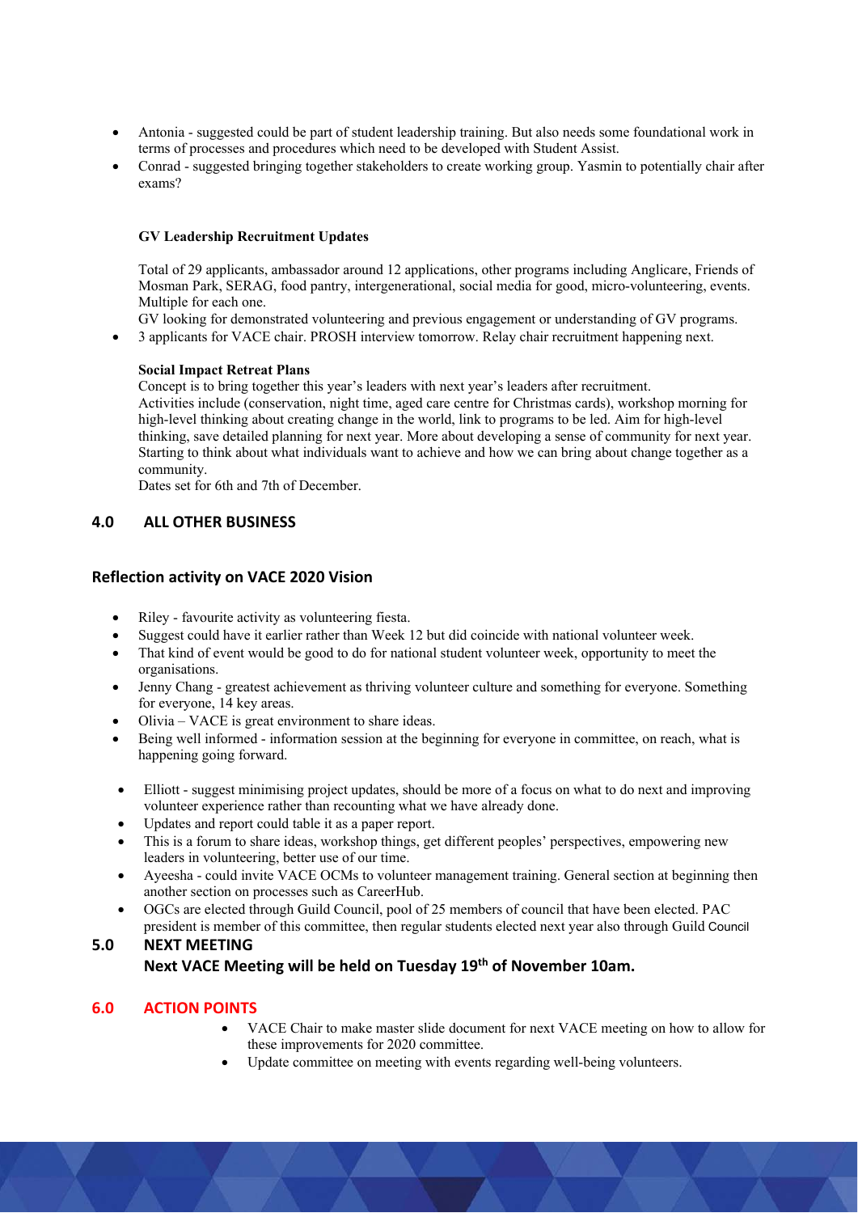- Antonia - suggested could be part of student leadership training. But also needs some foundational work in terms of processes and procedures which need to be developed with Student Assist.
- Conrad - suggested bringing together stakeholders to create working group. Yasmin to potentially chair after exams?

**GV Leadership Recruitment Updates**

Total of 29 applicants, ambassador around 12 applications, other programs including Anglicare, Friends of Mosman Park, SERAG, food pantry, intergenerational, social media for good, micro-volunteering, events. Multiple for each one.

GV looking for demonstrated volunteering and previous engagement or understanding of GV programs.

- 3 applicants for VACE chair. PROSH interview tomorrow. Relay chair recruitment happening next.

**Social Impact Retreat Plans**

Concept is to bring together this year's leaders with next year's leaders after recruitment.
Activities include (conservation, night time, aged care centre for Christmas cards), workshop morning for high-level thinking about creating change in the world, link to programs to be led. Aim for high-level thinking, save detailed planning for next year. More about developing a sense of community for next year. Starting to think about what individuals want to achieve and how we can bring about change together as a community.
Dates set for 6th and 7th of December.

## 4.0 ALL OTHER BUSINESS

### Reflection activity on VACE 2020 Vision

- Riley - favourite activity as volunteering fiesta.
- Suggest could have it earlier rather than Week 12 but did coincide with national volunteer week.
- That kind of event would be good to do for national student volunteer week, opportunity to meet the organisations.
- Jenny Chang - greatest achievement as thriving volunteer culture and something for everyone. Something for everyone, 14 key areas.
- Olivia – VACE is great environment to share ideas.
- Being well informed - information session at the beginning for everyone in committee, on reach, what is happening going forward.
- Elliott - suggest minimising project updates, should be more of a focus on what to do next and improving volunteer experience rather than recounting what we have already done.
- Updates and report could table it as a paper report.
- This is a forum to share ideas, workshop things, get different peoples' perspectives, empowering new leaders in volunteering, better use of our time.
- Ayeesha - could invite VACE OCMs to volunteer management training. General section at beginning then another section on processes such as CareerHub.
- OGCs are elected through Guild Council, pool of 25 members of council that have been elected. PAC president is member of this committee, then regular students elected next year also through Guild Council

## 5.0 NEXT MEETING

**Next VACE Meeting will be held on Tuesday 19th of November 10am.**

## 6.0 ACTION POINTS

- VACE Chair to make master slide document for next VACE meeting on how to allow for these improvements for 2020 committee.
- Update committee on meeting with events regarding well-being volunteers.